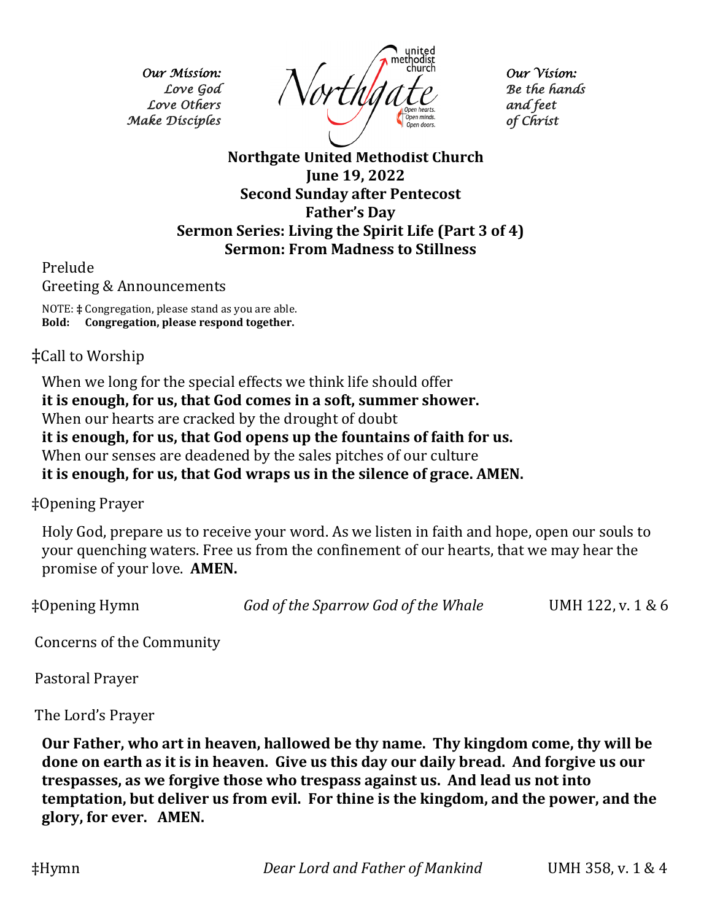*Our Mission:*
*Love God*
*Love Others*
*Make Disciples*

Northgate united methodist church — Open hearts. Open minds. Open doors.

*Our Vision:*
*Be the hands*
*and feet*
*of Christ*

**Northgate United Methodist Church**
**June 19, 2022**
**Second Sunday after Pentecost**
**Father's Day**
**Sermon Series: Living the Spirit Life (Part 3 of 4)**
**Sermon: From Madness to Stillness**

Prelude

Greeting & Announcements

NOTE: ‡ Congregation, please stand as you are able.
**Bold: Congregation, please respond together.**

‡Call to Worship

When we long for the special effects we think life should offer
**it is enough, for us, that God comes in a soft, summer shower.**
When our hearts are cracked by the drought of doubt
**it is enough, for us, that God opens up the fountains of faith for us.**
When our senses are deadened by the sales pitches of our culture
**it is enough, for us, that God wraps us in the silence of grace. AMEN.**

‡Opening Prayer

Holy God, prepare us to receive your word. As we listen in faith and hope, open our souls to your quenching waters. Free us from the confinement of our hearts, that we may hear the promise of your love. **AMEN.**

‡Opening Hymn — *God of the Sparrow God of the Whale* — UMH 122, v. 1 & 6

Concerns of the Community

Pastoral Prayer

The Lord's Prayer

**Our Father, who art in heaven, hallowed be thy name. Thy kingdom come, thy will be done on earth as it is in heaven. Give us this day our daily bread. And forgive us our trespasses, as we forgive those who trespass against us. And lead us not into temptation, but deliver us from evil. For thine is the kingdom, and the power, and the glory, for ever. AMEN.**

‡Hymn — *Dear Lord and Father of Mankind* — UMH 358, v. 1 & 4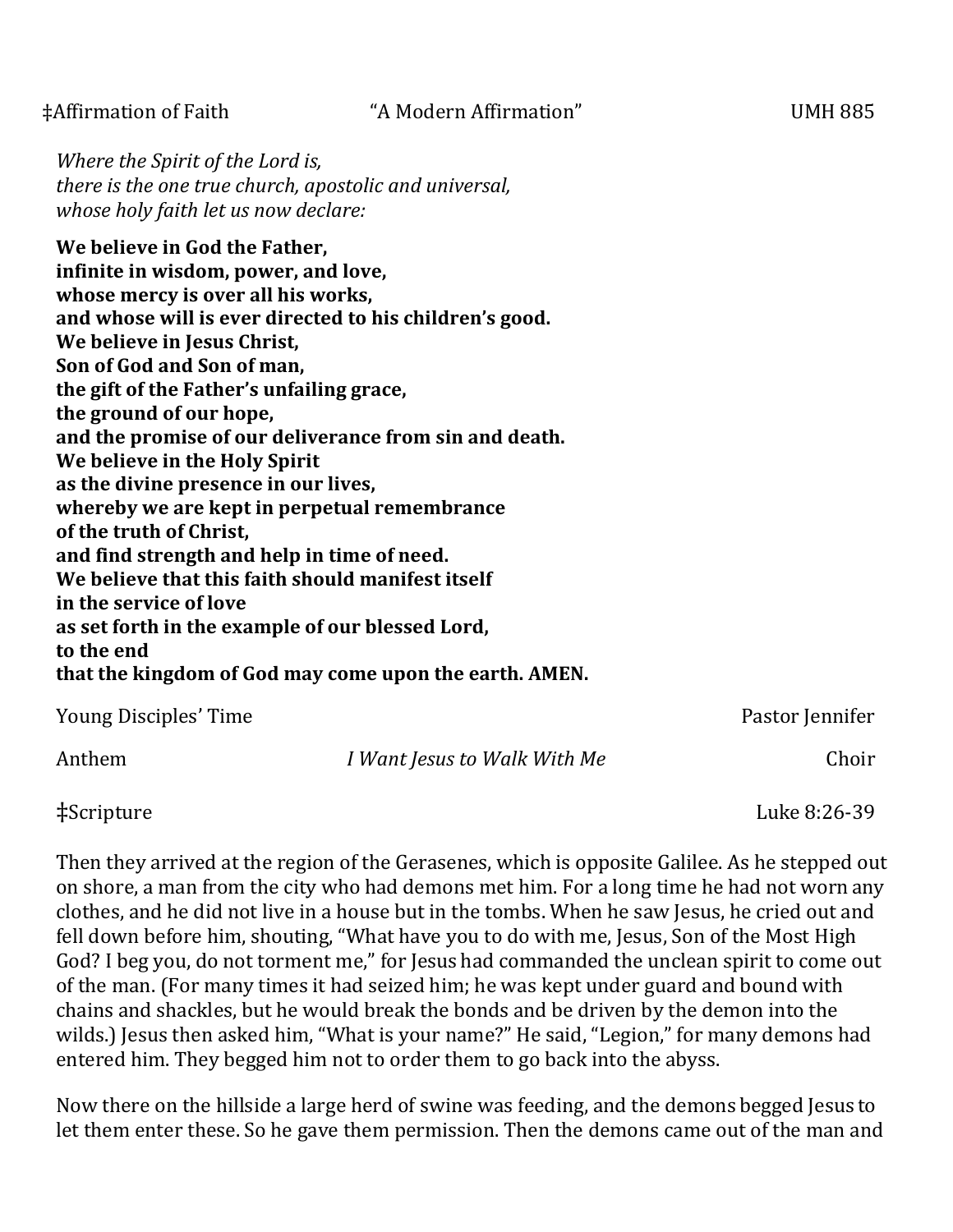‡Affirmation of Faith          "A Modern Affirmation"          UMH 885

*Where the Spirit of the Lord is,*
*there is the one true church, apostolic and universal,*
*whose holy faith let us now declare:*

**We believe in God the Father,**
**infinite in wisdom, power, and love,**
**whose mercy is over all his works,**
**and whose will is ever directed to his children's good.**
**We believe in Jesus Christ,**
**Son of God and Son of man,**
**the gift of the Father's unfailing grace,**
**the ground of our hope,**
**and the promise of our deliverance from sin and death.**
**We believe in the Holy Spirit**
**as the divine presence in our lives,**
**whereby we are kept in perpetual remembrance**
**of the truth of Christ,**
**and find strength and help in time of need.**
**We believe that this faith should manifest itself**
**in the service of love**
**as set forth in the example of our blessed Lord,**
**to the end**
**that the kingdom of God may come upon the earth. AMEN.**

Young Disciples' Time          Pastor Jennifer

Anthem          *I Want Jesus to Walk With Me*          Choir

‡Scripture          Luke 8:26-39

Then they arrived at the region of the Gerasenes, which is opposite Galilee. As he stepped out on shore, a man from the city who had demons met him. For a long time he had not worn any clothes, and he did not live in a house but in the tombs. When he saw Jesus, he cried out and fell down before him, shouting, "What have you to do with me, Jesus, Son of the Most High God? I beg you, do not torment me," for Jesus had commanded the unclean spirit to come out of the man. (For many times it had seized him; he was kept under guard and bound with chains and shackles, but he would break the bonds and be driven by the demon into the wilds.) Jesus then asked him, "What is your name?" He said, "Legion," for many demons had entered him. They begged him not to order them to go back into the abyss.

Now there on the hillside a large herd of swine was feeding, and the demons begged Jesus to let them enter these. So he gave them permission. Then the demons came out of the man and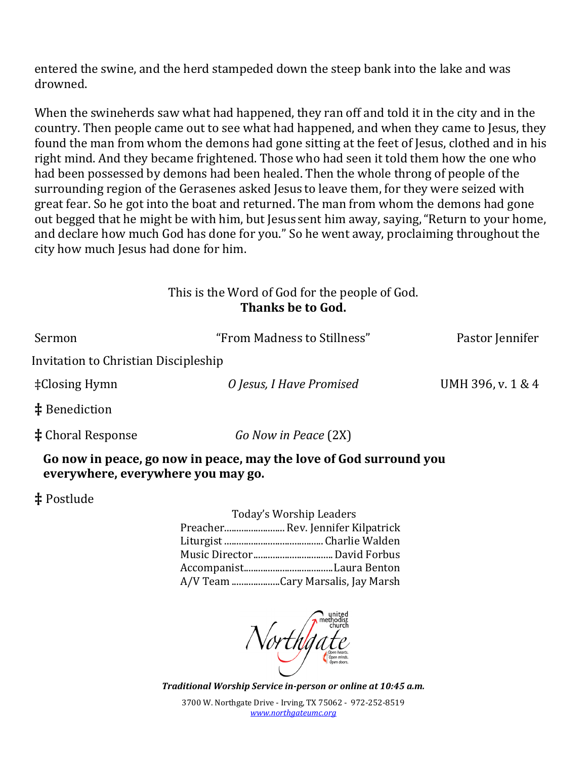entered the swine, and the herd stampeded down the steep bank into the lake and was drowned.

When the swineherds saw what had happened, they ran off and told it in the city and in the country. Then people came out to see what had happened, and when they came to Jesus, they found the man from whom the demons had gone sitting at the feet of Jesus, clothed and in his right mind. And they became frightened. Those who had seen it told them how the one who had been possessed by demons had been healed. Then the whole throng of people of the surrounding region of the Gerasenes asked Jesus to leave them, for they were seized with great fear. So he got into the boat and returned. The man from whom the demons had gone out begged that he might be with him, but Jesus sent him away, saying, "Return to your home, and declare how much God has done for you." So he went away, proclaiming throughout the city how much Jesus had done for him.

This is the Word of God for the people of God.
**Thanks be to God.**

Sermon "From Madness to Stillness" Pastor Jennifer

Invitation to Christian Discipleship

‡Closing Hymn *O Jesus, I Have Promised* UMH 396, v. 1 & 4

‡ Benediction

‡ Choral Response *Go Now in Peace* (2X)

**Go now in peace, go now in peace, may the love of God surround you everywhere, everywhere you may go.**

‡ Postlude

Today's Worship Leaders

Preacher......................... Rev. Jennifer Kilpatrick
Liturgist ......................................... Charlie Walden
Music Director................................. David Forbus
Accompanist.....................................Laura Benton
A/V Team ....................Cary Marsalis, Jay Marsh

Northgate United Methodist Church
Open hearts. Open minds. Open doors.

***Traditional Worship Service in-person or online at 10:45 a.m.***

3700 W. Northgate Drive - Irving, TX 75062 - 972-252-8519
www.northgateumc.org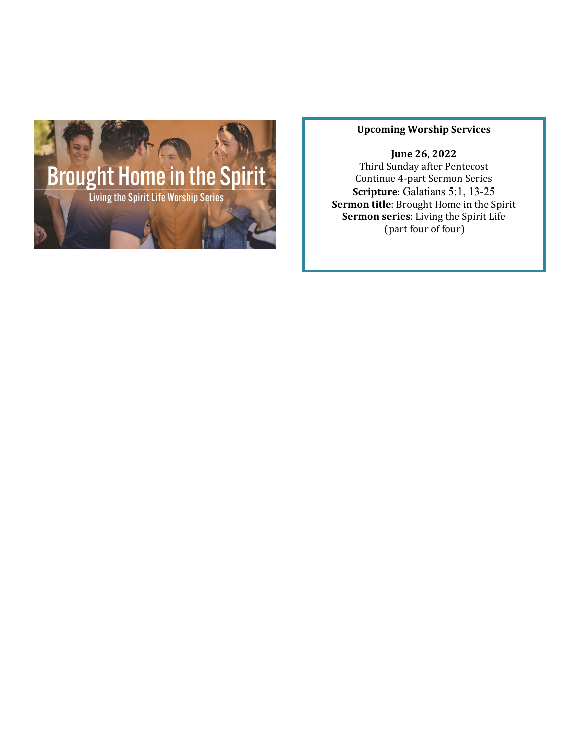Brought Home in the Spirit

Living the Spirit Life Worship Series

**Upcoming Worship Services**

**June 26, 2022**
Third Sunday after Pentecost
Continue 4-part Sermon Series
**Scripture**: Galatians 5:1, 13-25
**Sermon title**: Brought Home in the Spirit
**Sermon series**: Living the Spirit Life
(part four of four)